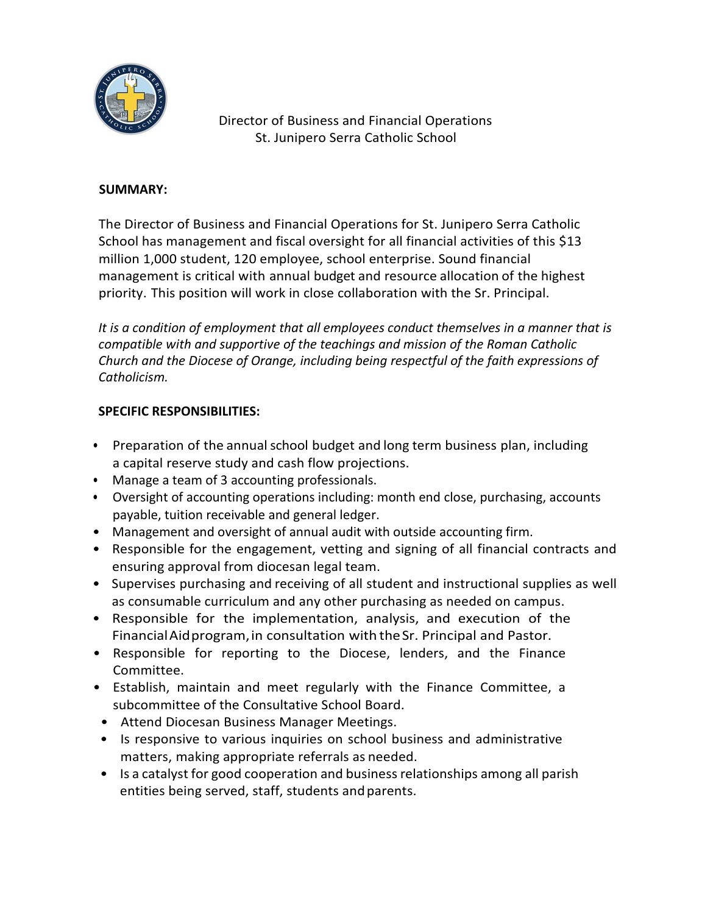# Director of Business and Financial Operations
## St. Junipero Serra Catholic School

**SUMMARY:**

The Director of Business and Financial Operations for St. Junipero Serra Catholic School has management and fiscal oversight for all financial activities of this $13 million 1,000 student, 120 employee, school enterprise. Sound financial management is critical with annual budget and resource allocation of the highest priority. This position will work in close collaboration with the Sr. Principal.

*It is a condition of employment that all employees conduct themselves in a manner that is compatible with and supportive of the teachings and mission of the Roman Catholic Church and the Diocese of Orange, including being respectful of the faith expressions of Catholicism.*

**SPECIFIC RESPONSIBILITIES:**

- Preparation of the annual school budget and long term business plan, including a capital reserve study and cash flow projections.
- Manage a team of 3 accounting professionals.
- Oversight of accounting operations including: month end close, purchasing, accounts payable, tuition receivable and general ledger.
- Management and oversight of annual audit with outside accounting firm.
- Responsible for the engagement, vetting and signing of all financial contracts and ensuring approval from diocesan legal team.
- Supervises purchasing and receiving of all student and instructional supplies as well as consumable curriculum and any other purchasing as needed on campus.
- Responsible for the implementation, analysis, and execution of the Financial Aid program, in consultation with the Sr. Principal and Pastor.
- Responsible for reporting to the Diocese, lenders, and the Finance Committee.
- Establish, maintain and meet regularly with the Finance Committee, a subcommittee of the Consultative School Board.
- Attend Diocesan Business Manager Meetings.
- Is responsive to various inquiries on school business and administrative matters, making appropriate referrals as needed.
- Is a catalyst for good cooperation and business relationships among all parish entities being served, staff, students and parents.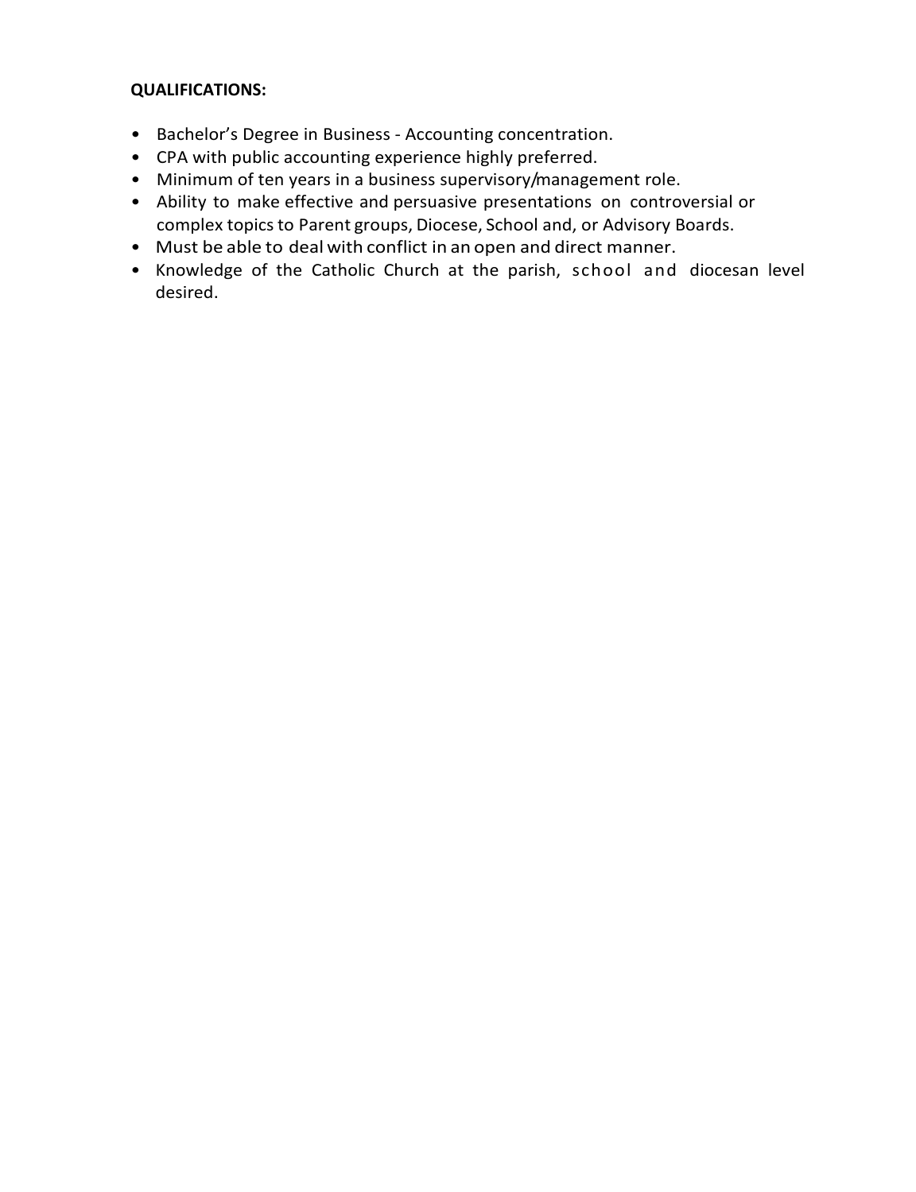**QUALIFICATIONS:**

- Bachelor's Degree in Business - Accounting concentration.
- CPA with public accounting experience highly preferred.
- Minimum of ten years in a business supervisory/management role.
- Ability to make effective and persuasive presentations on controversial or complex topics to Parent groups, Diocese, School and, or Advisory Boards.
- Must be able to deal with conflict in an open and direct manner.
- Knowledge of the Catholic Church at the parish, school and diocesan level desired.